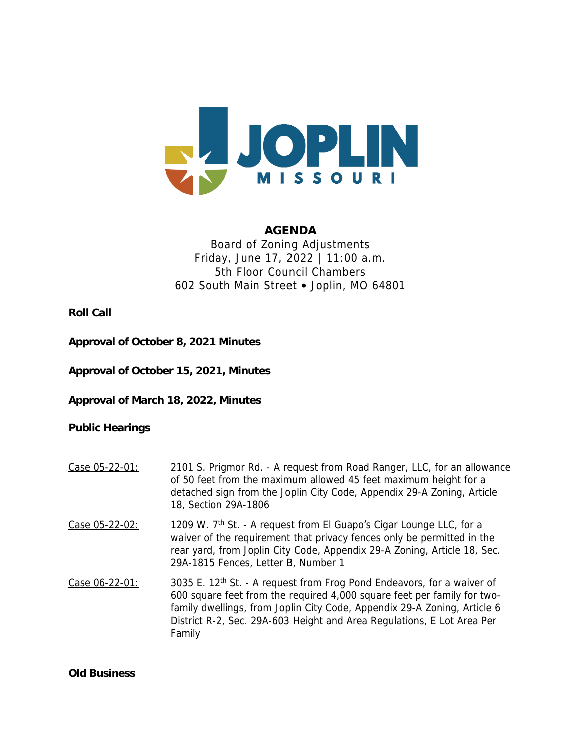JOPLIN MISSOURI

# AGENDA

Board of Zoning Adjustments
Friday, June 17, 2022 | 11:00 a.m.
5th Floor Council Chambers
602 South Main Street • Joplin, MO 64801

**Roll Call**

**Approval of October 8, 2021 Minutes**

**Approval of October 15, 2021, Minutes**

**Approval of March 18, 2022, Minutes**

**Public Hearings**

Case 05-22-01: 2101 S. Prigmor Rd. - A request from Road Ranger, LLC, for an allowance of 50 feet from the maximum allowed 45 feet maximum height for a detached sign from the Joplin City Code, Appendix 29-A Zoning, Article 18, Section 29A-1806

Case 05-22-02: 1209 W. 7th St. - A request from El Guapo's Cigar Lounge LLC, for a waiver of the requirement that privacy fences only be permitted in the rear yard, from Joplin City Code, Appendix 29-A Zoning, Article 18, Sec. 29A-1815 Fences, Letter B, Number 1

Case 06-22-01: 3035 E. 12th St. - A request from Frog Pond Endeavors, for a waiver of 600 square feet from the required 4,000 square feet per family for two-family dwellings, from Joplin City Code, Appendix 29-A Zoning, Article 6 District R-2, Sec. 29A-603 Height and Area Regulations, E Lot Area Per Family

**Old Business**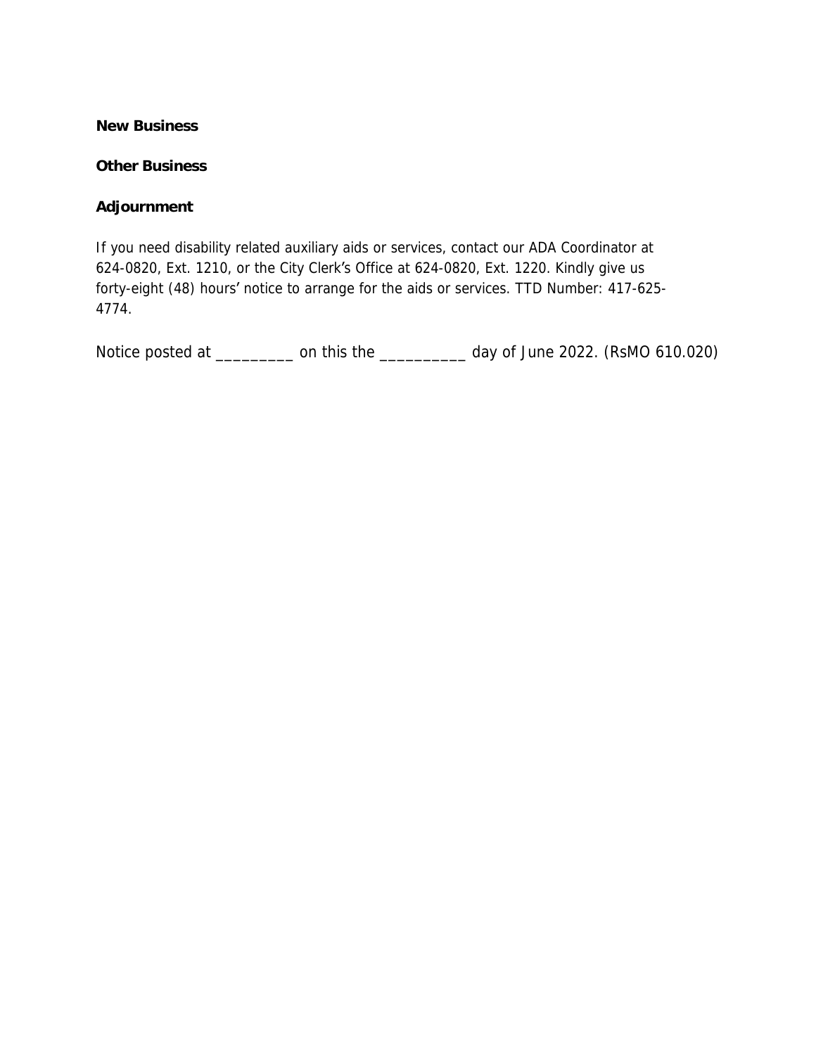**New Business**

**Other Business**

**Adjournment**

If you need disability related auxiliary aids or services, contact our ADA Coordinator at 624-0820, Ext. 1210, or the City Clerk's Office at 624-0820, Ext. 1220. Kindly give us forty-eight (48) hours' notice to arrange for the aids or services. TTD Number: 417-625-4774.

Notice posted at _________ on this the __________ day of June 2022. (RsMO 610.020)